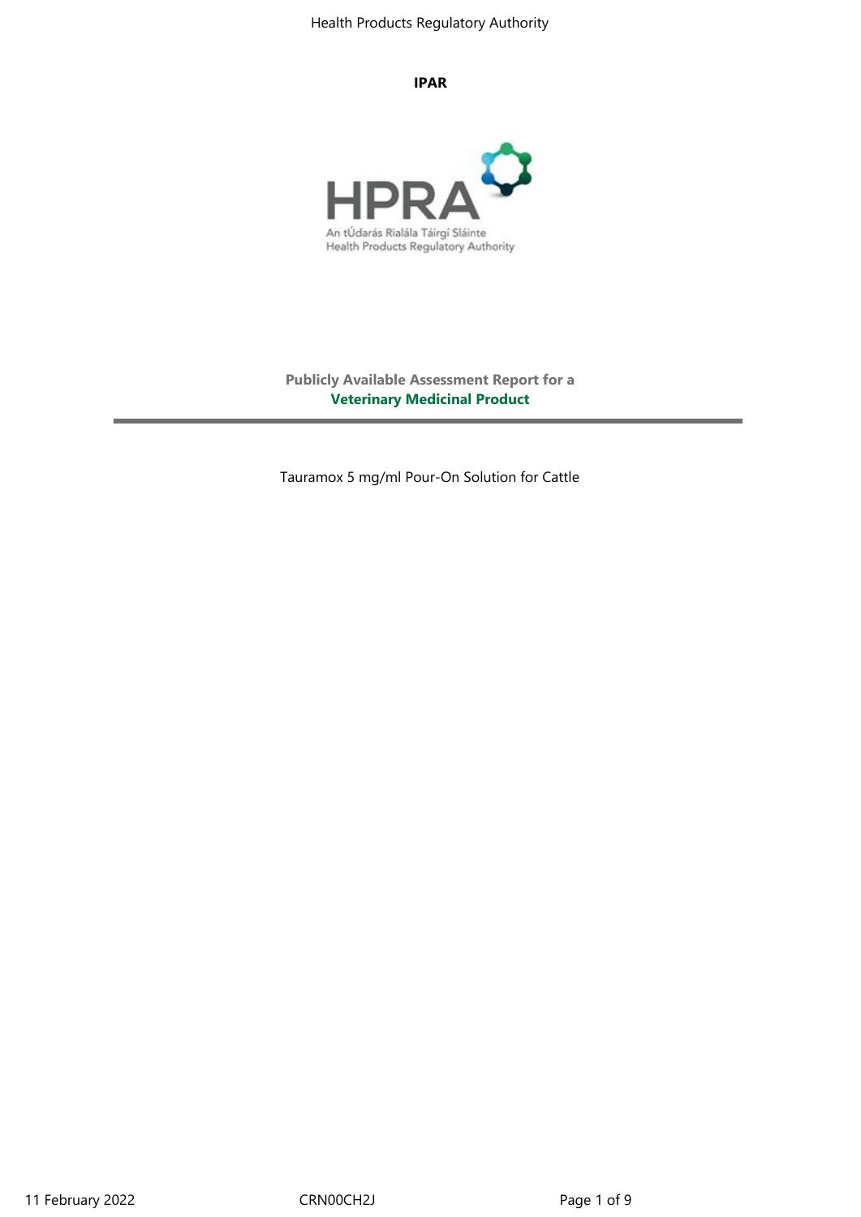**IPAR**

An tÚdarás Rialála Táirgí Sláinte
Health Products Regulatory Authority

**Publicly Available Assessment Report for a**
**Veterinary Medicinal Product**

Tauramox 5 mg/ml Pour-On Solution for Cattle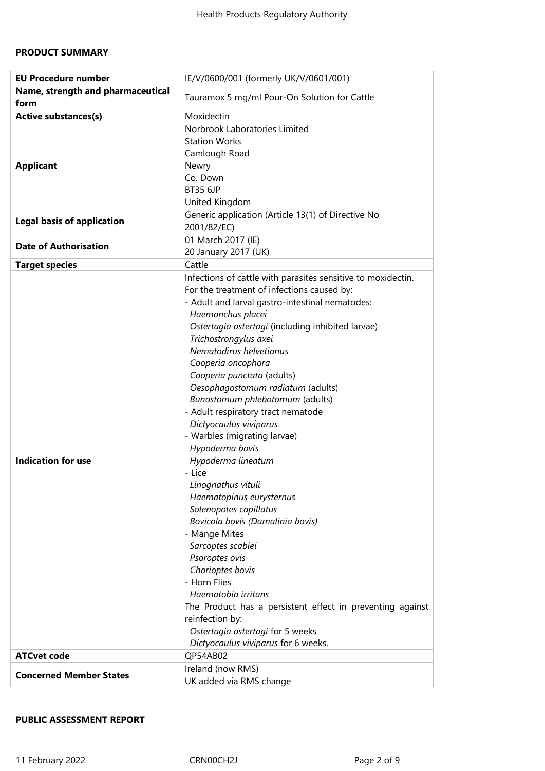**PRODUCT SUMMARY**

| EU Procedure number | IE/V/0600/001 (formerly UK/V/0601/001) |
|---|---|
| **Name, strength and pharmaceutical form** | Tauramox 5 mg/ml Pour-On Solution for Cattle |
| **Active substances(s)** | Moxidectin |
| **Applicant** | Norbrook Laboratories Limited<br>Station Works<br>Camlough Road<br>Newry<br>Co. Down<br>BT35 6JP<br>United Kingdom |
| **Legal basis of application** | Generic application (Article 13(1) of Directive No 2001/82/EC) |
| **Date of Authorisation** | 01 March 2017 (IE)<br>20 January 2017 (UK) |
| **Target species** | Cattle |
| **Indication for use** | Infections of cattle with parasites sensitive to moxidectin.<br>For the treatment of infections caused by:<br>- Adult and larval gastro-intestinal nematodes:<br>*Haemonchus placei*<br>*Ostertagia ostertagi* (including inhibited larvae)<br>*Trichostrongylus axei*<br>*Nematodirus helvetianus*<br>*Cooperia oncophora*<br>*Cooperia punctata* (adults)<br>*Oesophagostomum radiatum* (adults)<br>*Bunostomum phlebotomum* (adults)<br>- Adult respiratory tract nematode<br>*Dictyocaulus viviparus*<br>- Warbles (migrating larvae)<br>*Hypoderma bovis*<br>*Hypoderma lineatum*<br>- Lice<br>*Linognathus vituli*<br>*Haematopinus eurysternus*<br>*Solenopotes capillatus*<br>*Bovicola bovis (Damalinia bovis)*<br>- Mange Mites<br>*Sarcoptes scabiei*<br>*Psoroptes ovis*<br>*Chorioptes bovis*<br>- Horn Flies<br>*Haematobia irritans*<br>The Product has a persistent effect in preventing against reinfection by:<br>*Ostertagia ostertagi* for 5 weeks<br>*Dictyocaulus viviparus* for 6 weeks. |
| **ATCvet code** | QP54AB02 |
| **Concerned Member States** | Ireland (now RMS)<br>UK added via RMS change |

**PUBLIC ASSESSMENT REPORT**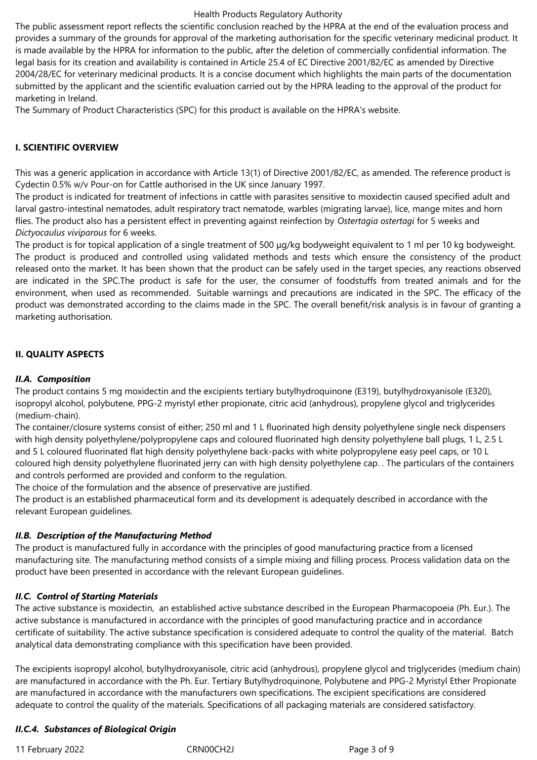The public assessment report reflects the scientific conclusion reached by the HPRA at the end of the evaluation process and provides a summary of the grounds for approval of the marketing authorisation for the specific veterinary medicinal product. It is made available by the HPRA for information to the public, after the deletion of commercially confidential information. The legal basis for its creation and availability is contained in Article 25.4 of EC Directive 2001/82/EC as amended by Directive 2004/28/EC for veterinary medicinal products. It is a concise document which highlights the main parts of the documentation submitted by the applicant and the scientific evaluation carried out by the HPRA leading to the approval of the product for marketing in Ireland.

The Summary of Product Characteristics (SPC) for this product is available on the HPRA's website.

## I. SCIENTIFIC OVERVIEW

This was a generic application in accordance with Article 13(1) of Directive 2001/82/EC, as amended. The reference product is Cydectin 0.5% w/v Pour-on for Cattle authorised in the UK since January 1997.

The product is indicated for treatment of infections in cattle with parasites sensitive to moxidectin caused specified adult and larval gastro-intestinal nematodes, adult respiratory tract nematode, warbles (migrating larvae), lice, mange mites and horn flies. The product also has a persistent effect in preventing against reinfection by *Ostertagia ostertagi* for 5 weeks and *Dictyocaulus viviparous* for 6 weeks.

The product is for topical application of a single treatment of 500 µg/kg bodyweight equivalent to 1 ml per 10 kg bodyweight. The product is produced and controlled using validated methods and tests which ensure the consistency of the product released onto the market. It has been shown that the product can be safely used in the target species, any reactions observed are indicated in the SPC.The product is safe for the user, the consumer of foodstuffs from treated animals and for the environment, when used as recommended. Suitable warnings and precautions are indicated in the SPC. The efficacy of the product was demonstrated according to the claims made in the SPC. The overall benefit/risk analysis is in favour of granting a marketing authorisation.

## II. QUALITY ASPECTS

### *II.A. Composition*

The product contains 5 mg moxidectin and the excipients tertiary butylhydroquinone (E319), butylhydroxyanisole (E320), isopropyl alcohol, polybutene, PPG-2 myristyl ether propionate, citric acid (anhydrous), propylene glycol and triglycerides (medium-chain).

The container/closure systems consist of either; 250 ml and 1 L fluorinated high density polyethylene single neck dispensers with high density polyethylene/polypropylene caps and coloured fluorinated high density polyethylene ball plugs, 1 L, 2.5 L and 5 L coloured fluorinated flat high density polyethylene back-packs with white polypropylene easy peel caps, or 10 L coloured high density polyethylene fluorinated jerry can with high density polyethylene cap. . The particulars of the containers and controls performed are provided and conform to the regulation.

The choice of the formulation and the absence of preservative are justified.

The product is an established pharmaceutical form and its development is adequately described in accordance with the relevant European guidelines.

### *II.B. Description of the Manufacturing Method*

The product is manufactured fully in accordance with the principles of good manufacturing practice from a licensed manufacturing site. The manufacturing method consists of a simple mixing and filling process. Process validation data on the product have been presented in accordance with the relevant European guidelines.

### *II.C. Control of Starting Materials*

The active substance is moxidectin, an established active substance described in the European Pharmacopoeia (Ph. Eur.). The active substance is manufactured in accordance with the principles of good manufacturing practice and in accordance certificate of suitability. The active substance specification is considered adequate to control the quality of the material. Batch analytical data demonstrating compliance with this specification have been provided.

The excipients isopropyl alcohol, butylhydroxyanisole, citric acid (anhydrous), propylene glycol and triglycerides (medium chain) are manufactured in accordance with the Ph. Eur. Tertiary Butylhydroquinone, Polybutene and PPG-2 Myristyl Ether Propionate are manufactured in accordance with the manufacturers own specifications. The excipient specifications are considered adequate to control the quality of the materials. Specifications of all packaging materials are considered satisfactory.

### *II.C.4. Substances of Biological Origin*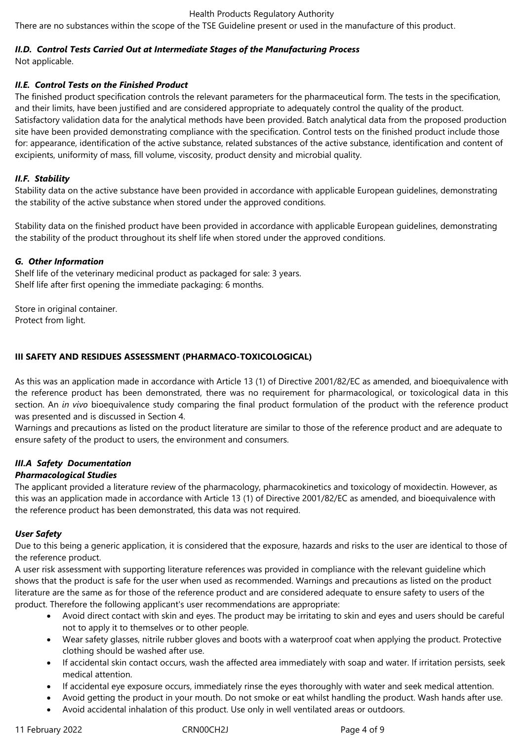There are no substances within the scope of the TSE Guideline present or used in the manufacture of this product.

### *II.D. Control Tests Carried Out at Intermediate Stages of the Manufacturing Process*

Not applicable.

### *II.E. Control Tests on the Finished Product*

The finished product specification controls the relevant parameters for the pharmaceutical form. The tests in the specification, and their limits, have been justified and are considered appropriate to adequately control the quality of the product. Satisfactory validation data for the analytical methods have been provided. Batch analytical data from the proposed production site have been provided demonstrating compliance with the specification. Control tests on the finished product include those for: appearance, identification of the active substance, related substances of the active substance, identification and content of excipients, uniformity of mass, fill volume, viscosity, product density and microbial quality.

### *II.F. Stability*

Stability data on the active substance have been provided in accordance with applicable European guidelines, demonstrating the stability of the active substance when stored under the approved conditions.

Stability data on the finished product have been provided in accordance with applicable European guidelines, demonstrating the stability of the product throughout its shelf life when stored under the approved conditions.

### *G. Other Information*

Shelf life of the veterinary medicinal product as packaged for sale: 3 years.
Shelf life after first opening the immediate packaging: 6 months.

Store in original container.
Protect from light.

## III SAFETY AND RESIDUES ASSESSMENT (PHARMACO-TOXICOLOGICAL)

As this was an application made in accordance with Article 13 (1) of Directive 2001/82/EC as amended, and bioequivalence with the reference product has been demonstrated, there was no requirement for pharmacological, or toxicological data in this section. An *in vivo* bioequivalence study comparing the final product formulation of the product with the reference product was presented and is discussed in Section 4.
Warnings and precautions as listed on the product literature are similar to those of the reference product and are adequate to ensure safety of the product to users, the environment and consumers.

### *III.A Safety Documentation*

#### *Pharmacological Studies*

The applicant provided a literature review of the pharmacology, pharmacokinetics and toxicology of moxidectin. However, as this was an application made in accordance with Article 13 (1) of Directive 2001/82/EC as amended, and bioequivalence with the reference product has been demonstrated, this data was not required.

#### *User Safety*

Due to this being a generic application, it is considered that the exposure, hazards and risks to the user are identical to those of the reference product.
A user risk assessment with supporting literature references was provided in compliance with the relevant guideline which shows that the product is safe for the user when used as recommended. Warnings and precautions as listed on the product literature are the same as for those of the reference product and are considered adequate to ensure safety to users of the product. Therefore the following applicant's user recommendations are appropriate:

- Avoid direct contact with skin and eyes. The product may be irritating to skin and eyes and users should be careful not to apply it to themselves or to other people.
- Wear safety glasses, nitrile rubber gloves and boots with a waterproof coat when applying the product. Protective clothing should be washed after use.
- If accidental skin contact occurs, wash the affected area immediately with soap and water. If irritation persists, seek medical attention.
- If accidental eye exposure occurs, immediately rinse the eyes thoroughly with water and seek medical attention.
- Avoid getting the product in your mouth. Do not smoke or eat whilst handling the product. Wash hands after use.
- Avoid accidental inhalation of this product. Use only in well ventilated areas or outdoors.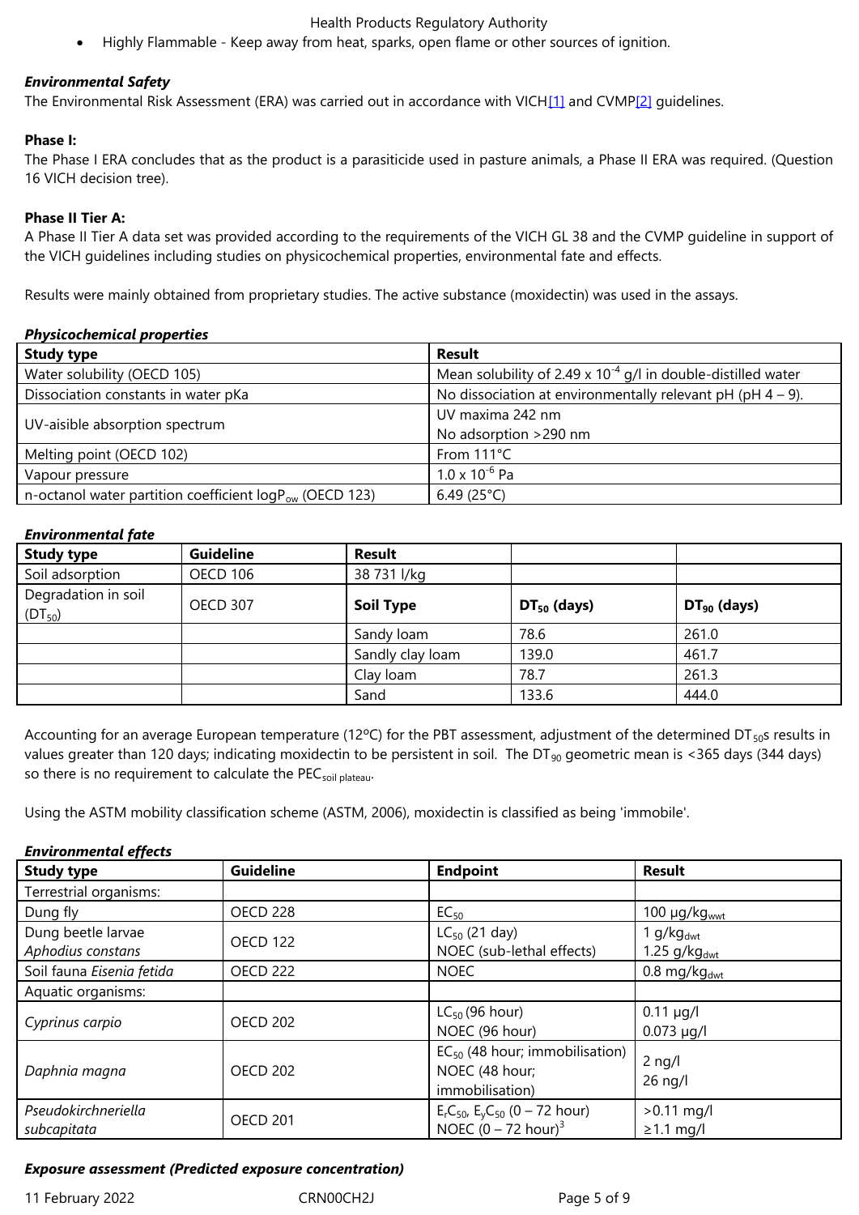- Highly Flammable - Keep away from heat, sparks, open flame or other sources of ignition.

***Environmental Safety***

The Environmental Risk Assessment (ERA) was carried out in accordance with VICH[1] and CVMP[2] guidelines.

**Phase I:**

The Phase I ERA concludes that as the product is a parasiticide used in pasture animals, a Phase II ERA was required. (Question 16 VICH decision tree).

**Phase II Tier A:**

A Phase II Tier A data set was provided according to the requirements of the VICH GL 38 and the CVMP guideline in support of the VICH guidelines including studies on physicochemical properties, environmental fate and effects.

Results were mainly obtained from proprietary studies. The active substance (moxidectin) was used in the assays.

***Physicochemical properties***

| Study type | Result |
|---|---|
| Water solubility (OECD 105) | Mean solubility of $2.49 \times 10^{-4}$ g/l in double-distilled water |
| Dissociation constants in water pKa | No dissociation at environmentally relevant pH (pH 4 – 9). |
| UV-aisible absorption spectrum | UV maxima 242 nm<br>No adsorption >290 nm |
| Melting point (OECD 102) | From 111°C |
| Vapour pressure | $1.0 \times 10^{-6}$ Pa |
| n-octanol water partition coefficient $\log P_{ow}$ (OECD 123) | 6.49 (25°C) |

***Environmental fate***

| Study type | Guideline | Result | | |
|---|---|---|---|---|
| Soil adsorption | OECD 106 | 38 731 l/kg | | |
| Degradation in soil ($DT_{50}$) | OECD 307 | **Soil Type** | **$DT_{50}$ (days)** | **$DT_{90}$ (days)** |
| | | Sandy loam | 78.6 | 261.0 |
| | | Sandly clay loam | 139.0 | 461.7 |
| | | Clay loam | 78.7 | 261.3 |
| | | Sand | 133.6 | 444.0 |

Accounting for an average European temperature (12ºC) for the PBT assessment, adjustment of the determined $DT_{50}$s results in values greater than 120 days; indicating moxidectin to be persistent in soil. The $DT_{90}$ geometric mean is <365 days (344 days) so there is no requirement to calculate the $PEC_{soil\ plateau}$.

Using the ASTM mobility classification scheme (ASTM, 2006), moxidectin is classified as being 'immobile'.

***Environmental effects***

| Study type | Guideline | Endpoint | Result |
|---|---|---|---|
| Terrestrial organisms: | | | |
| Dung fly | OECD 228 | $EC_{50}$ | 100 µg/$kg_{wwt}$ |
| Dung beetle larvae *Aphodius constans* | OECD 122 | $LC_{50}$ (21 day)<br>NOEC (sub-lethal effects) | 1 g/$kg_{dwt}$<br>1.25 g/$kg_{dwt}$ |
| Soil fauna *Eisenia fetida* | OECD 222 | NOEC | 0.8 mg/$kg_{dwt}$ |
| Aquatic organisms: | | | |
| *Cyprinus carpio* | OECD 202 | $LC_{50}$ (96 hour)<br>NOEC (96 hour) | 0.11 µg/l<br>0.073 µg/l |
| *Daphnia magna* | OECD 202 | $EC_{50}$ (48 hour; immobilisation)<br>NOEC (48 hour; immobilisation) | 2 ng/l<br>26 ng/l |
| *Pseudokirchneriella subcapitata* | OECD 201 | $E_rC_{50}$, $E_yC_{50}$ (0 – 72 hour)<br>NOEC (0 – 72 hour)[3] | >0.11 mg/l<br>≥1.1 mg/l |

***Exposure assessment (Predicted exposure concentration)***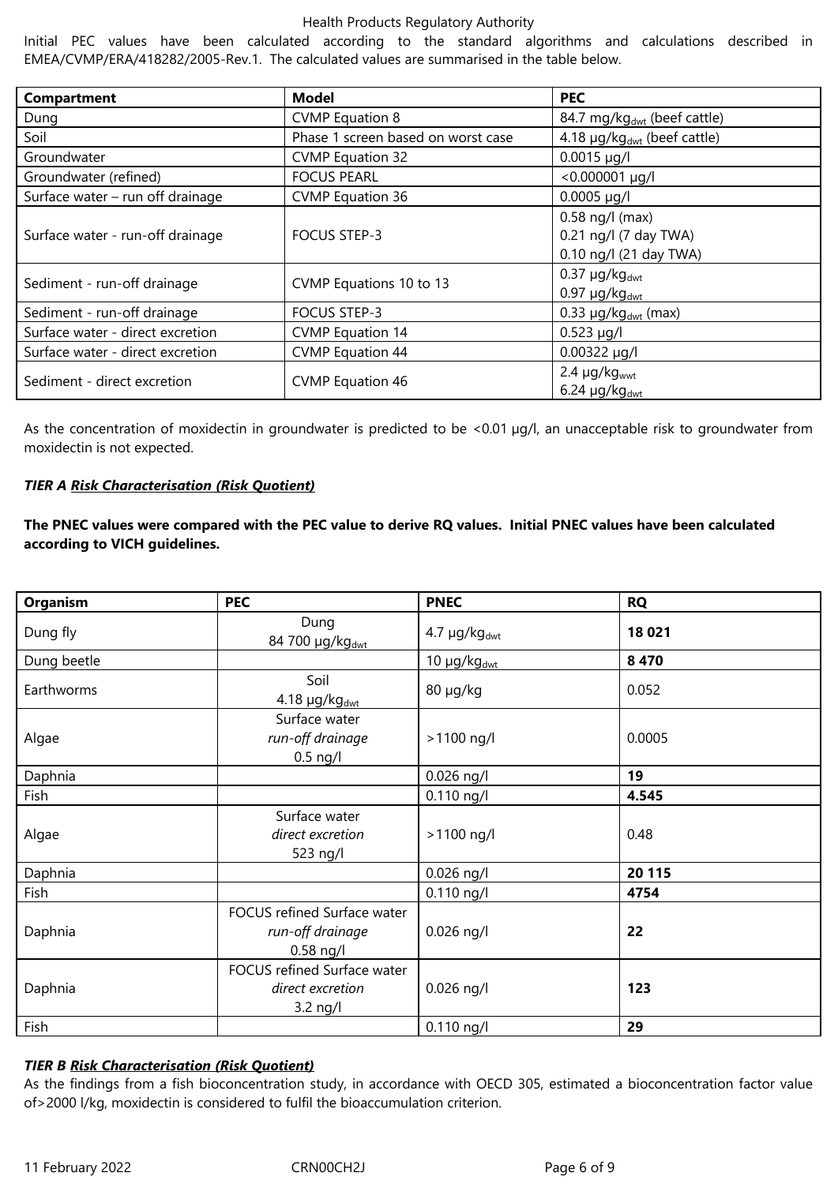Initial PEC values have been calculated according to the standard algorithms and calculations described in EMEA/CVMP/ERA/418282/2005-Rev.1. The calculated values are summarised in the table below.

| Compartment | Model | PEC |
|---|---|---|
| Dung | CVMP Equation 8 | 84.7 $mg/kg_{dwt}$ (beef cattle) |
| Soil | Phase 1 screen based on worst case | 4.18 $\mu g/kg_{dwt}$ (beef cattle) |
| Groundwater | CVMP Equation 32 | 0.0015 µg/l |
| Groundwater (refined) | FOCUS PEARL | <0.000001 µg/l |
| Surface water – run off drainage | CVMP Equation 36 | 0.0005 µg/l |
| Surface water - run-off drainage | FOCUS STEP-3 | 0.58 ng/l (max)<br>0.21 ng/l (7 day TWA)<br>0.10 ng/l (21 day TWA) |
| Sediment - run-off drainage | CVMP Equations 10 to 13 | 0.37 $\mu g/kg_{dwt}$<br>0.97 $\mu g/kg_{dwt}$ |
| Sediment - run-off drainage | FOCUS STEP-3 | 0.33 $\mu g/kg_{dwt}$ (max) |
| Surface water - direct excretion | CVMP Equation 14 | 0.523 µg/l |
| Surface water - direct excretion | CVMP Equation 44 | 0.00322 µg/l |
| Sediment - direct excretion | CVMP Equation 46 | 2.4 $\mu g/kg_{wwt}$<br>6.24 $\mu g/kg_{dwt}$ |

As the concentration of moxidectin in groundwater is predicted to be <0.01 µg/l, an unacceptable risk to groundwater from moxidectin is not expected.

***TIER A Risk Characterisation (Risk Quotient)***

**The PNEC values were compared with the PEC value to derive RQ values. Initial PNEC values have been calculated according to VICH guidelines.**

| Organism | PEC | PNEC | RQ |
|---|---|---|---|
| Dung fly | Dung<br>84 700 $\mu g/kg_{dwt}$ | 4.7 $\mu g/kg_{dwt}$ | **18 021** |
| Dung beetle | | 10 $\mu g/kg_{dwt}$ | **8 470** |
| Earthworms | Soil<br>4.18 $\mu g/kg_{dwt}$ | 80 µg/kg | 0.052 |
| Algae | Surface water<br>*run-off drainage*<br>0.5 ng/l | >1100 ng/l | 0.0005 |
| Daphnia | | 0.026 ng/l | **19** |
| Fish | | 0.110 ng/l | **4.545** |
| Algae | Surface water<br>*direct excretion*<br>523 ng/l | >1100 ng/l | 0.48 |
| Daphnia | | 0.026 ng/l | **20 115** |
| Fish | | 0.110 ng/l | **4754** |
| Daphnia | FOCUS refined Surface water<br>*run-off drainage*<br>0.58 ng/l | 0.026 ng/l | **22** |
| Daphnia | FOCUS refined Surface water<br>*direct excretion*<br>3.2 ng/l | 0.026 ng/l | **123** |
| Fish | | 0.110 ng/l | **29** |

***TIER B Risk Characterisation (Risk Quotient)***

As the findings from a fish bioconcentration study, in accordance with OECD 305, estimated a bioconcentration factor value of>2000 l/kg, moxidectin is considered to fulfil the bioaccumulation criterion.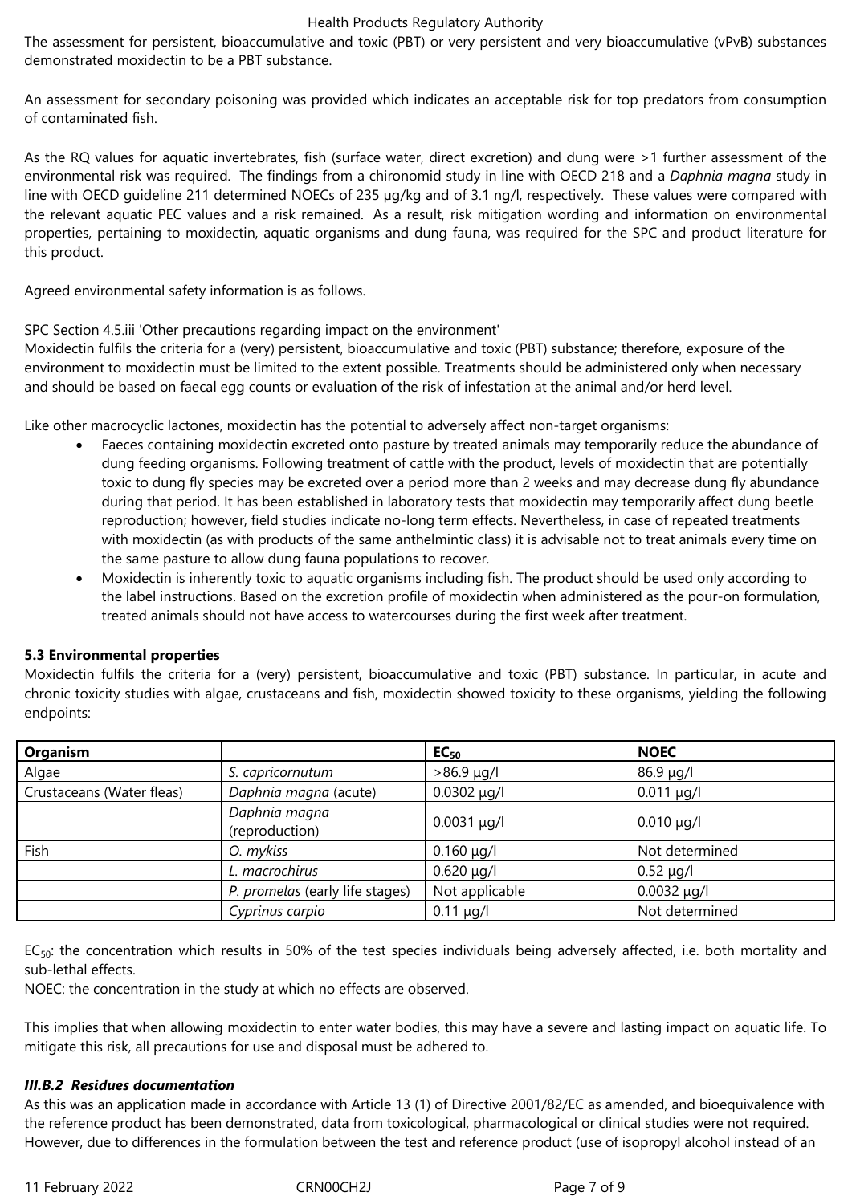The assessment for persistent, bioaccumulative and toxic (PBT) or very persistent and very bioaccumulative (vPvB) substances demonstrated moxidectin to be a PBT substance.

An assessment for secondary poisoning was provided which indicates an acceptable risk for top predators from consumption of contaminated fish.

As the RQ values for aquatic invertebrates, fish (surface water, direct excretion) and dung were >1 further assessment of the environmental risk was required. The findings from a chironomid study in line with OECD 218 and a *Daphnia magna* study in line with OECD guideline 211 determined NOECs of 235 µg/kg and of 3.1 ng/l, respectively. These values were compared with the relevant aquatic PEC values and a risk remained. As a result, risk mitigation wording and information on environmental properties, pertaining to moxidectin, aquatic organisms and dung fauna, was required for the SPC and product literature for this product.

Agreed environmental safety information is as follows.

SPC Section 4.5.iii 'Other precautions regarding impact on the environment'

Moxidectin fulfils the criteria for a (very) persistent, bioaccumulative and toxic (PBT) substance; therefore, exposure of the environment to moxidectin must be limited to the extent possible. Treatments should be administered only when necessary and should be based on faecal egg counts or evaluation of the risk of infestation at the animal and/or herd level.

Like other macrocyclic lactones, moxidectin has the potential to adversely affect non-target organisms:

- Faeces containing moxidectin excreted onto pasture by treated animals may temporarily reduce the abundance of dung feeding organisms. Following treatment of cattle with the product, levels of moxidectin that are potentially toxic to dung fly species may be excreted over a period more than 2 weeks and may decrease dung fly abundance during that period. It has been established in laboratory tests that moxidectin may temporarily affect dung beetle reproduction; however, field studies indicate no-long term effects. Nevertheless, in case of repeated treatments with moxidectin (as with products of the same anthelmintic class) it is advisable not to treat animals every time on the same pasture to allow dung fauna populations to recover.
- Moxidectin is inherently toxic to aquatic organisms including fish. The product should be used only according to the label instructions. Based on the excretion profile of moxidectin when administered as the pour-on formulation, treated animals should not have access to watercourses during the first week after treatment.

**5.3 Environmental properties**

Moxidectin fulfils the criteria for a (very) persistent, bioaccumulative and toxic (PBT) substance. In particular, in acute and chronic toxicity studies with algae, crustaceans and fish, moxidectin showed toxicity to these organisms, yielding the following endpoints:

| Organism | | $EC_{50}$ | NOEC |
|---|---|---|---|
| Algae | *S. capricornutum* | >86.9 µg/l | 86.9 µg/l |
| Crustaceans (Water fleas) | *Daphnia magna* (acute) | 0.0302 µg/l | 0.011 µg/l |
| | *Daphnia magna* (reproduction) | 0.0031 µg/l | 0.010 µg/l |
| Fish | *O. mykiss* | 0.160 µg/l | Not determined |
| | *L. macrochirus* | 0.620 µg/l | 0.52 µg/l |
| | *P. promelas* (early life stages) | Not applicable | 0.0032 µg/l |
| | *Cyprinus carpio* | 0.11 µg/l | Not determined |

$EC_{50}$: the concentration which results in 50% of the test species individuals being adversely affected, i.e. both mortality and sub-lethal effects.

NOEC: the concentration in the study at which no effects are observed.

This implies that when allowing moxidectin to enter water bodies, this may have a severe and lasting impact on aquatic life. To mitigate this risk, all precautions for use and disposal must be adhered to.

### *III.B.2 Residues documentation*

As this was an application made in accordance with Article 13 (1) of Directive 2001/82/EC as amended, and bioequivalence with the reference product has been demonstrated, data from toxicological, pharmacological or clinical studies were not required. However, due to differences in the formulation between the test and reference product (use of isopropyl alcohol instead of an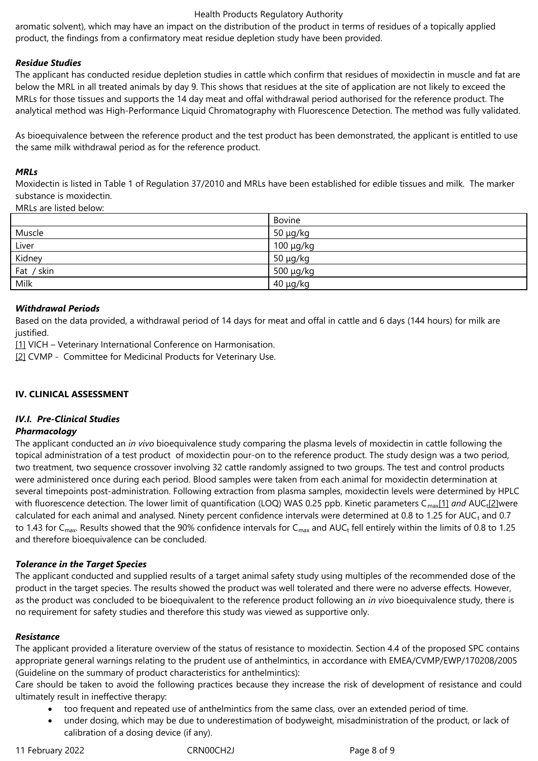aromatic solvent), which may have an impact on the distribution of the product in terms of residues of a topically applied product, the findings from a confirmatory meat residue depletion study have been provided.

***Residue Studies***

The applicant has conducted residue depletion studies in cattle which confirm that residues of moxidectin in muscle and fat are below the MRL in all treated animals by day 9. This shows that residues at the site of application are not likely to exceed the MRLs for those tissues and supports the 14 day meat and offal withdrawal period authorised for the reference product. The analytical method was High-Performance Liquid Chromatography with Fluorescence Detection. The method was fully validated.

As bioequivalence between the reference product and the test product has been demonstrated, the applicant is entitled to use the same milk withdrawal period as for the reference product.

***MRLs***

Moxidectin is listed in Table 1 of Regulation 37/2010 and MRLs have been established for edible tissues and milk. The marker substance is moxidectin.

MRLs are listed below:

| | Bovine |
|---|---|
| Muscle | 50 µg/kg |
| Liver | 100 µg/kg |
| Kidney | 50 µg/kg |
| Fat / skin | 500 µg/kg |
| Milk | 40 µg/kg |

***Withdrawal Periods***

Based on the data provided, a withdrawal period of 14 days for meat and offal in cattle and 6 days (144 hours) for milk are justified.

[1] VICH – Veterinary International Conference on Harmonisation.

[2] CVMP - Committee for Medicinal Products for Veterinary Use.

## IV. CLINICAL ASSESSMENT

### *IV.I. Pre-Clinical Studies*

***Pharmacology***

The applicant conducted an *in vivo* bioequivalence study comparing the plasma levels of moxidectin in cattle following the topical administration of a test product of moxidectin pour-on to the reference product. The study design was a two period, two treatment, two sequence crossover involving 32 cattle randomly assigned to two groups. The test and control products were administered once during each period. Blood samples were taken from each animal for moxidectin determination at several timepoints post-administration. Following extraction from plasma samples, moxidectin levels were determined by HPLC with fluorescence detection. The lower limit of quantification (LOQ) WAS 0.25 ppb. Kinetic parameters $C_{max}$[1] *and* $AUC_t$[2]were calculated for each animal and analysed. Ninety percent confidence intervals were determined at 0.8 to 1.25 for $AUC_t$ and 0.7 to 1.43 for $C_{max}$. Results showed that the 90% confidence intervals for $C_{max}$ and $AUC_t$ fell entirely within the limits of 0.8 to 1.25 and therefore bioequivalence can be concluded.

***Tolerance in the Target Species***

The applicant conducted and supplied results of a target animal safety study using multiples of the recommended dose of the product in the target species. The results showed the product was well tolerated and there were no adverse effects. However, as the product was concluded to be bioequivalent to the reference product following an *in vivo* bioequivalence study, there is no requirement for safety studies and therefore this study was viewed as supportive only.

***Resistance***

The applicant provided a literature overview of the status of resistance to moxidectin. Section 4.4 of the proposed SPC contains appropriate general warnings relating to the prudent use of anthelmintics, in accordance with EMEA/CVMP/EWP/170208/2005 (Guideline on the summary of product characteristics for anthelmintics):

Care should be taken to avoid the following practices because they increase the risk of development of resistance and could ultimately result in ineffective therapy:

- too frequent and repeated use of anthelmintics from the same class, over an extended period of time.
- under dosing, which may be due to underestimation of bodyweight, misadministration of the product, or lack of calibration of a dosing device (if any).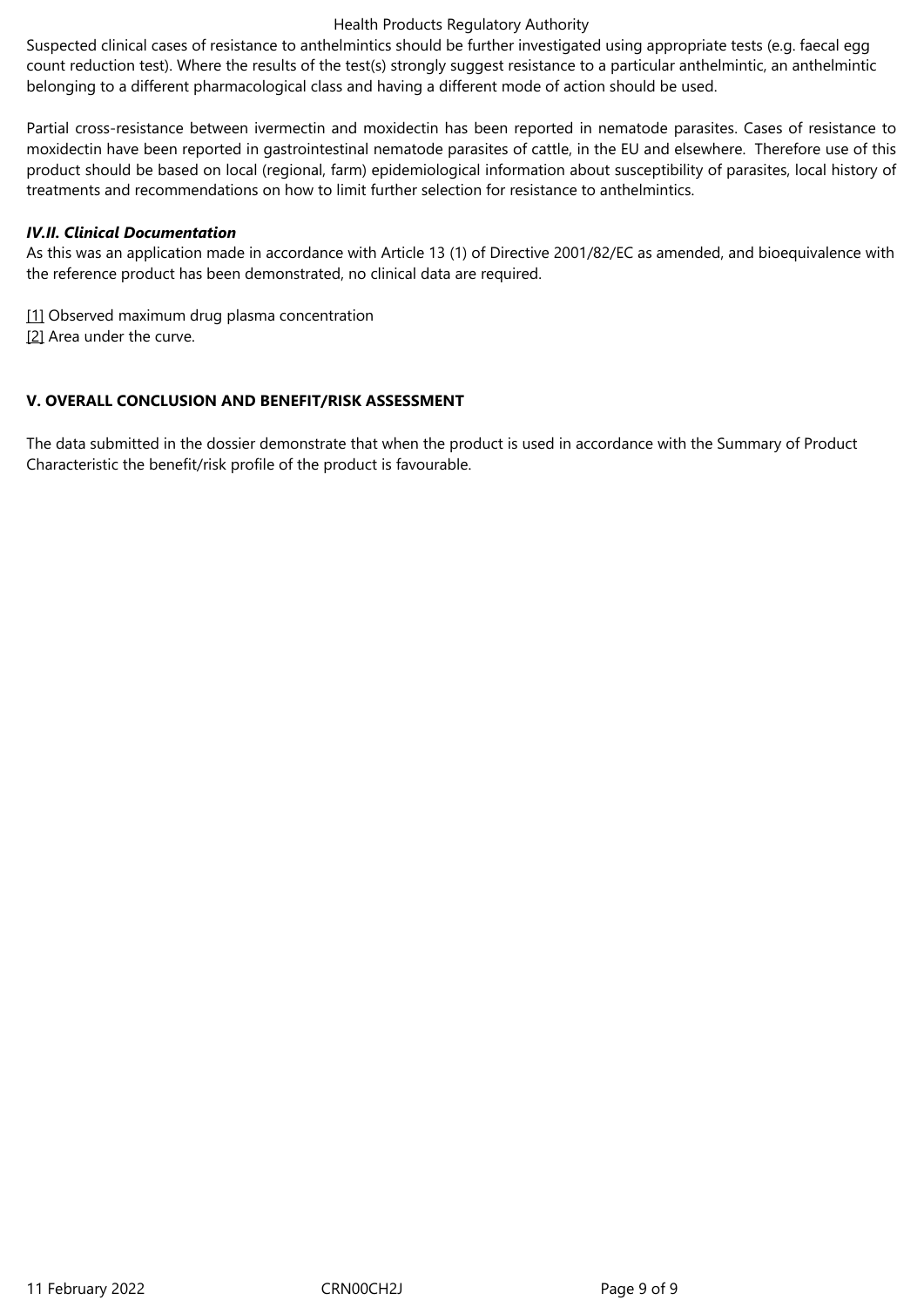Suspected clinical cases of resistance to anthelmintics should be further investigated using appropriate tests (e.g. faecal egg count reduction test). Where the results of the test(s) strongly suggest resistance to a particular anthelmintic, an anthelmintic belonging to a different pharmacological class and having a different mode of action should be used.

Partial cross-resistance between ivermectin and moxidectin has been reported in nematode parasites. Cases of resistance to moxidectin have been reported in gastrointestinal nematode parasites of cattle, in the EU and elsewhere. Therefore use of this product should be based on local (regional, farm) epidemiological information about susceptibility of parasites, local history of treatments and recommendations on how to limit further selection for resistance to anthelmintics.

### *IV.II. Clinical Documentation*

As this was an application made in accordance with Article 13 (1) of Directive 2001/82/EC as amended, and bioequivalence with the reference product has been demonstrated, no clinical data are required.

[1] Observed maximum drug plasma concentration
[2] Area under the curve.

## V. OVERALL CONCLUSION AND BENEFIT/RISK ASSESSMENT

The data submitted in the dossier demonstrate that when the product is used in accordance with the Summary of Product Characteristic the benefit/risk profile of the product is favourable.